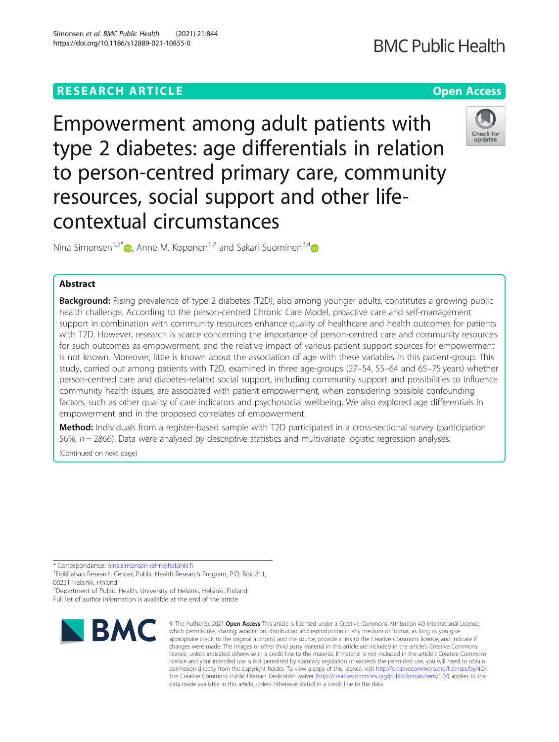RESEARCH ARTICLE

Open Access

# Empowerment among adult patients with type 2 diabetes: age differentials in relation to person-centred primary care, community resources, social support and other life-contextual circumstances

Nina Simonsen[1,2*], Anne M. Koponen[1,2] and Sakari Suominen[3,4]

## Abstract

**Background:** Rising prevalence of type 2 diabetes (T2D), also among younger adults, constitutes a growing public health challenge. According to the person-centred Chronic Care Model, proactive care and self-management support in combination with community resources enhance quality of healthcare and health outcomes for patients with T2D. However, research is scarce concerning the importance of person-centred care and community resources for such outcomes as empowerment, and the relative impact of various patient support sources for empowerment is not known. Moreover, little is known about the association of age with these variables in this patient-group. This study, carried out among patients with T2D, examined in three age-groups (27–54, 55–64 and 65–75 years) whether person-centred care and diabetes-related social support, including community support and possibilities to influence community health issues, are associated with patient empowerment, when considering possible confounding factors, such as other quality of care indicators and psychosocial wellbeing. We also explored age differentials in empowerment and in the proposed correlates of empowerment.

**Method:** Individuals from a register-based sample with T2D participated in a cross-sectional survey (participation 56%, $n = 2866$). Data were analysed by descriptive statistics and multivariate logistic regression analyses.

(Continued on next page)

* Correspondence: nina.simonsen-rehn@helsinki.fi
[1]Folkhälsan Research Center, Public Health Research Program, P.O. Box 211, 00251 Helsinki, Finland
[2]Department of Public Health, University of Helsinki, Helsinki, Finland
Full list of author information is available at the end of the article

© The Author(s). 2021 **Open Access** This article is licensed under a Creative Commons Attribution 4.0 International License, which permits use, sharing, adaptation, distribution and reproduction in any medium or format, as long as you give appropriate credit to the original author(s) and the source, provide a link to the Creative Commons licence, and indicate if changes were made. The images or other third party material in this article are included in the article's Creative Commons licence, unless indicated otherwise in a credit line to the material. If material is not included in the article's Creative Commons licence and your intended use is not permitted by statutory regulation or exceeds the permitted use, you will need to obtain permission directly from the copyright holder. To view a copy of this licence, visit http://creativecommons.org/licenses/by/4.0/. The Creative Commons Public Domain Dedication waiver (http://creativecommons.org/publicdomain/zero/1.0/) applies to the data made available in this article, unless otherwise stated in a credit line to the data.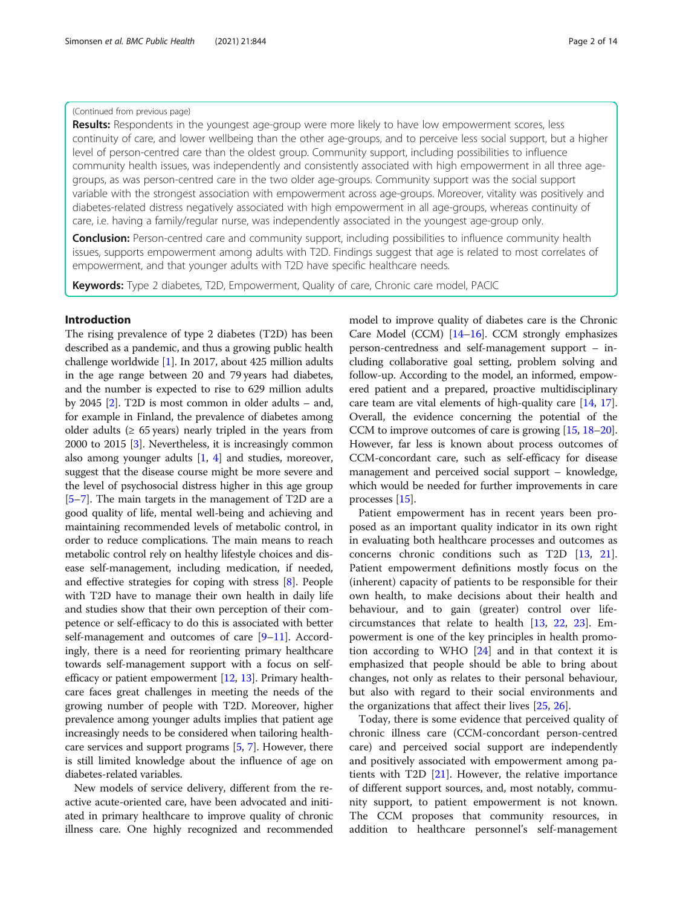(Continued from previous page)

**Results:** Respondents in the youngest age-group were more likely to have low empowerment scores, less continuity of care, and lower wellbeing than the other age-groups, and to perceive less social support, but a higher level of person-centred care than the oldest group. Community support, including possibilities to influence community health issues, was independently and consistently associated with high empowerment in all three age-groups, as was person-centred care in the two older age-groups. Community support was the social support variable with the strongest association with empowerment across age-groups. Moreover, vitality was positively and diabetes-related distress negatively associated with high empowerment in all age-groups, whereas continuity of care, i.e. having a family/regular nurse, was independently associated in the youngest age-group only.

**Conclusion:** Person-centred care and community support, including possibilities to influence community health issues, supports empowerment among adults with T2D. Findings suggest that age is related to most correlates of empowerment, and that younger adults with T2D have specific healthcare needs.

**Keywords:** Type 2 diabetes, T2D, Empowerment, Quality of care, Chronic care model, PACIC

## Introduction

The rising prevalence of type 2 diabetes (T2D) has been described as a pandemic, and thus a growing public health challenge worldwide [1]. In 2017, about 425 million adults in the age range between 20 and 79 years had diabetes, and the number is expected to rise to 629 million adults by 2045 [2]. T2D is most common in older adults – and, for example in Finland, the prevalence of diabetes among older adults (≥ 65 years) nearly tripled in the years from 2000 to 2015 [3]. Nevertheless, it is increasingly common also among younger adults [1, 4] and studies, moreover, suggest that the disease course might be more severe and the level of psychosocial distress higher in this age group [5–7]. The main targets in the management of T2D are a good quality of life, mental well-being and achieving and maintaining recommended levels of metabolic control, in order to reduce complications. The main means to reach metabolic control rely on healthy lifestyle choices and disease self-management, including medication, if needed, and effective strategies for coping with stress [8]. People with T2D have to manage their own health in daily life and studies show that their own perception of their competence or self-efficacy to do this is associated with better self-management and outcomes of care [9–11]. Accordingly, there is a need for reorienting primary healthcare towards self-management support with a focus on self-efficacy or patient empowerment [12, 13]. Primary healthcare faces great challenges in meeting the needs of the growing number of people with T2D. Moreover, higher prevalence among younger adults implies that patient age increasingly needs to be considered when tailoring healthcare services and support programs [5, 7]. However, there is still limited knowledge about the influence of age on diabetes-related variables.

New models of service delivery, different from the reactive acute-oriented care, have been advocated and initiated in primary healthcare to improve quality of chronic illness care. One highly recognized and recommended model to improve quality of diabetes care is the Chronic Care Model (CCM) [14–16]. CCM strongly emphasizes person-centredness and self-management support – including collaborative goal setting, problem solving and follow-up. According to the model, an informed, empowered patient and a prepared, proactive multidisciplinary care team are vital elements of high-quality care [14, 17]. Overall, the evidence concerning the potential of the CCM to improve outcomes of care is growing [15, 18–20]. However, far less is known about process outcomes of CCM-concordant care, such as self-efficacy for disease management and perceived social support – knowledge, which would be needed for further improvements in care processes [15].

Patient empowerment has in recent years been proposed as an important quality indicator in its own right in evaluating both healthcare processes and outcomes as concerns chronic conditions such as T2D [13, 21]. Patient empowerment definitions mostly focus on the (inherent) capacity of patients to be responsible for their own health, to make decisions about their health and behaviour, and to gain (greater) control over life-circumstances that relate to health [13, 22, 23]. Empowerment is one of the key principles in health promotion according to WHO [24] and in that context it is emphasized that people should be able to bring about changes, not only as relates to their personal behaviour, but also with regard to their social environments and the organizations that affect their lives [25, 26].

Today, there is some evidence that perceived quality of chronic illness care (CCM-concordant person-centred care) and perceived social support are independently and positively associated with empowerment among patients with T2D [21]. However, the relative importance of different support sources, and, most notably, community support, to patient empowerment is not known. The CCM proposes that community resources, in addition to healthcare personnel's self-management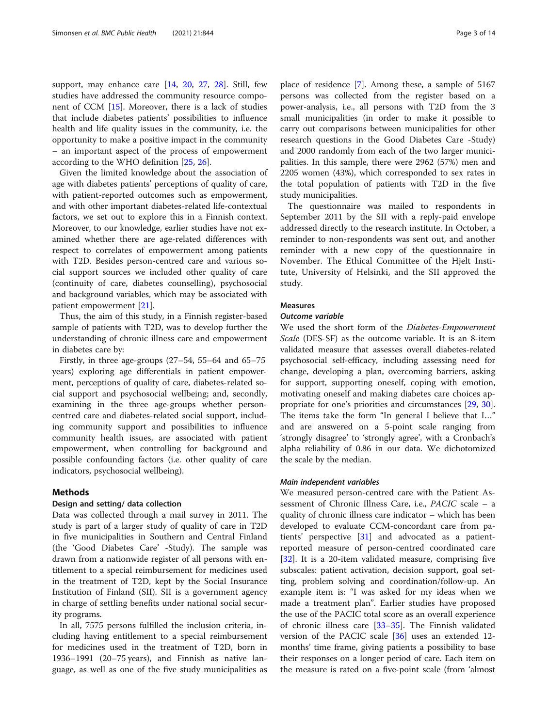support, may enhance care [14, 20, 27, 28]. Still, few studies have addressed the community resource component of CCM [15]. Moreover, there is a lack of studies that include diabetes patients' possibilities to influence health and life quality issues in the community, i.e. the opportunity to make a positive impact in the community – an important aspect of the process of empowerment according to the WHO definition [25, 26].

Given the limited knowledge about the association of age with diabetes patients' perceptions of quality of care, with patient-reported outcomes such as empowerment, and with other important diabetes-related life-contextual factors, we set out to explore this in a Finnish context. Moreover, to our knowledge, earlier studies have not examined whether there are age-related differences with respect to correlates of empowerment among patients with T2D. Besides person-centred care and various social support sources we included other quality of care (continuity of care, diabetes counselling), psychosocial and background variables, which may be associated with patient empowerment [21].

Thus, the aim of this study, in a Finnish register-based sample of patients with T2D, was to develop further the understanding of chronic illness care and empowerment in diabetes care by:

Firstly, in three age-groups (27–54, 55–64 and 65–75 years) exploring age differentials in patient empowerment, perceptions of quality of care, diabetes-related social support and psychosocial wellbeing; and, secondly, examining in the three age-groups whether person-centred care and diabetes-related social support, including community support and possibilities to influence community health issues, are associated with patient empowerment, when controlling for background and possible confounding factors (i.e. other quality of care indicators, psychosocial wellbeing).

## Methods

### Design and setting/ data collection

Data was collected through a mail survey in 2011. The study is part of a larger study of quality of care in T2D in five municipalities in Southern and Central Finland (the 'Good Diabetes Care' -Study). The sample was drawn from a nationwide register of all persons with entitlement to a special reimbursement for medicines used in the treatment of T2D, kept by the Social Insurance Institution of Finland (SII). SII is a government agency in charge of settling benefits under national social security programs.

In all, 7575 persons fulfilled the inclusion criteria, including having entitlement to a special reimbursement for medicines used in the treatment of T2D, born in 1936–1991 (20–75 years), and Finnish as native language, as well as one of the five study municipalities as place of residence [7]. Among these, a sample of 5167 persons was collected from the register based on a power-analysis, i.e., all persons with T2D from the 3 small municipalities (in order to make it possible to carry out comparisons between municipalities for other research questions in the Good Diabetes Care -Study) and 2000 randomly from each of the two larger municipalities. In this sample, there were 2962 (57%) men and 2205 women (43%), which corresponded to sex rates in the total population of patients with T2D in the five study municipalities.

The questionnaire was mailed to respondents in September 2011 by the SII with a reply-paid envelope addressed directly to the research institute. In October, a reminder to non-respondents was sent out, and another reminder with a new copy of the questionnaire in November. The Ethical Committee of the Hjelt Institute, University of Helsinki, and the SII approved the study.

### Measures

#### Outcome variable

We used the short form of the *Diabetes-Empowerment Scale* (DES-SF) as the outcome variable. It is an 8-item validated measure that assesses overall diabetes-related psychosocial self-efficacy, including assessing need for change, developing a plan, overcoming barriers, asking for support, supporting oneself, coping with emotion, motivating oneself and making diabetes care choices appropriate for one's priorities and circumstances [29, 30]. The items take the form "In general I believe that I…" and are answered on a 5-point scale ranging from 'strongly disagree' to 'strongly agree', with a Cronbach's alpha reliability of 0.86 in our data. We dichotomized the scale by the median.

#### Main independent variables

We measured person-centred care with the Patient Assessment of Chronic Illness Care, i.e., *PACIC* scale – a quality of chronic illness care indicator – which has been developed to evaluate CCM-concordant care from patients' perspective [31] and advocated as a patient-reported measure of person-centred coordinated care [32]. It is a 20-item validated measure, comprising five subscales: patient activation, decision support, goal setting, problem solving and coordination/follow-up. An example item is: "I was asked for my ideas when we made a treatment plan". Earlier studies have proposed the use of the PACIC total score as an overall experience of chronic illness care [33–35]. The Finnish validated version of the PACIC scale [36] uses an extended 12-months' time frame, giving patients a possibility to base their responses on a longer period of care. Each item on the measure is rated on a five-point scale (from 'almost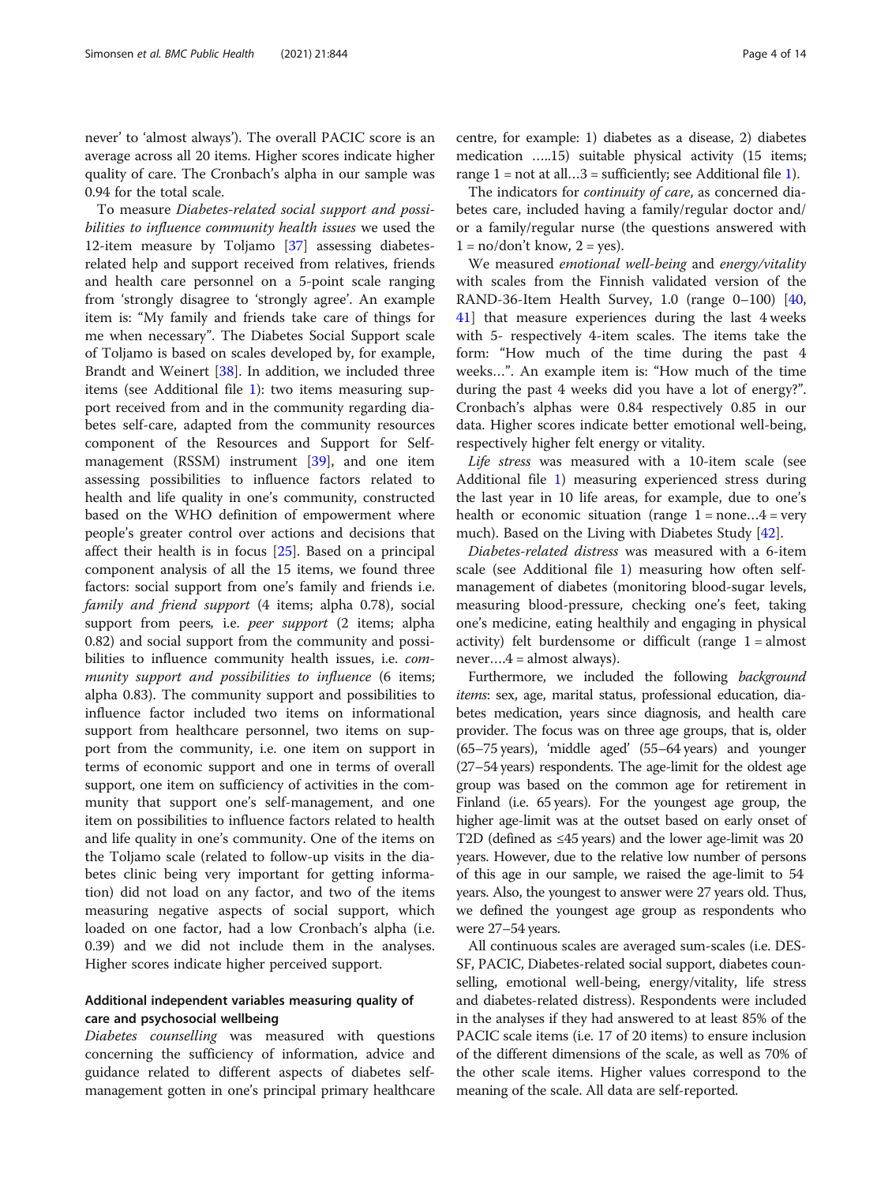never' to 'almost always'). The overall PACIC score is an average across all 20 items. Higher scores indicate higher quality of care. The Cronbach's alpha in our sample was 0.94 for the total scale.

To measure *Diabetes-related social support and possibilities to influence community health issues* we used the 12-item measure by Toljamo [37] assessing diabetes-related help and support received from relatives, friends and health care personnel on a 5-point scale ranging from 'strongly disagree to 'strongly agree'. An example item is: "My family and friends take care of things for me when necessary". The Diabetes Social Support scale of Toljamo is based on scales developed by, for example, Brandt and Weinert [38]. In addition, we included three items (see Additional file 1): two items measuring support received from and in the community regarding diabetes self-care, adapted from the community resources component of the Resources and Support for Self-management (RSSM) instrument [39], and one item assessing possibilities to influence factors related to health and life quality in one's community, constructed based on the WHO definition of empowerment where people's greater control over actions and decisions that affect their health is in focus [25]. Based on a principal component analysis of all the 15 items, we found three factors: social support from one's family and friends i.e. *family and friend support* (4 items; alpha 0.78), social support from peers, i.e. *peer support* (2 items; alpha 0.82) and social support from the community and possibilities to influence community health issues, i.e. *community support and possibilities to influence* (6 items; alpha 0.83). The community support and possibilities to influence factor included two items on informational support from healthcare personnel, two items on support from the community, i.e. one item on support in terms of economic support and one in terms of overall support, one item on sufficiency of activities in the community that support one's self-management, and one item on possibilities to influence factors related to health and life quality in one's community. One of the items on the Toljamo scale (related to follow-up visits in the diabetes clinic being very important for getting information) did not load on any factor, and two of the items measuring negative aspects of social support, which loaded on one factor, had a low Cronbach's alpha (i.e. 0.39) and we did not include them in the analyses. Higher scores indicate higher perceived support.

### Additional independent variables measuring quality of care and psychosocial wellbeing

*Diabetes counselling* was measured with questions concerning the sufficiency of information, advice and guidance related to different aspects of diabetes self-management gotten in one's principal primary healthcare centre, for example: 1) diabetes as a disease, 2) diabetes medication …..15) suitable physical activity (15 items; range 1 = not at all…3 = sufficiently; see Additional file 1).

The indicators for *continuity of care*, as concerned diabetes care, included having a family/regular doctor and/or a family/regular nurse (the questions answered with 1 = no/don't know, 2 = yes).

We measured *emotional well-being* and *energy/vitality* with scales from the Finnish validated version of the RAND-36-Item Health Survey, 1.0 (range 0–100) [40, 41] that measure experiences during the last 4 weeks with 5- respectively 4-item scales. The items take the form: "How much of the time during the past 4 weeks…". An example item is: "How much of the time during the past 4 weeks did you have a lot of energy?". Cronbach's alphas were 0.84 respectively 0.85 in our data. Higher scores indicate better emotional well-being, respectively higher felt energy or vitality.

*Life stress* was measured with a 10-item scale (see Additional file 1) measuring experienced stress during the last year in 10 life areas, for example, due to one's health or economic situation (range 1 = none…4 = very much). Based on the Living with Diabetes Study [42].

*Diabetes-related distress* was measured with a 6-item scale (see Additional file 1) measuring how often self-management of diabetes (monitoring blood-sugar levels, measuring blood-pressure, checking one's feet, taking one's medicine, eating healthily and engaging in physical activity) felt burdensome or difficult (range 1 = almost never….4 = almost always).

Furthermore, we included the following *background items*: sex, age, marital status, professional education, diabetes medication, years since diagnosis, and health care provider. The focus was on three age groups, that is, older (65–75 years), 'middle aged' (55–64 years) and younger (27–54 years) respondents. The age-limit for the oldest age group was based on the common age for retirement in Finland (i.e. 65 years). For the youngest age group, the higher age-limit was at the outset based on early onset of T2D (defined as ≤45 years) and the lower age-limit was 20 years. However, due to the relative low number of persons of this age in our sample, we raised the age-limit to 54 years. Also, the youngest to answer were 27 years old. Thus, we defined the youngest age group as respondents who were 27–54 years.

All continuous scales are averaged sum-scales (i.e. DES-SF, PACIC, Diabetes-related social support, diabetes counselling, emotional well-being, energy/vitality, life stress and diabetes-related distress). Respondents were included in the analyses if they had answered to at least 85% of the PACIC scale items (i.e. 17 of 20 items) to ensure inclusion of the different dimensions of the scale, as well as 70% of the other scale items. Higher values correspond to the meaning of the scale. All data are self-reported.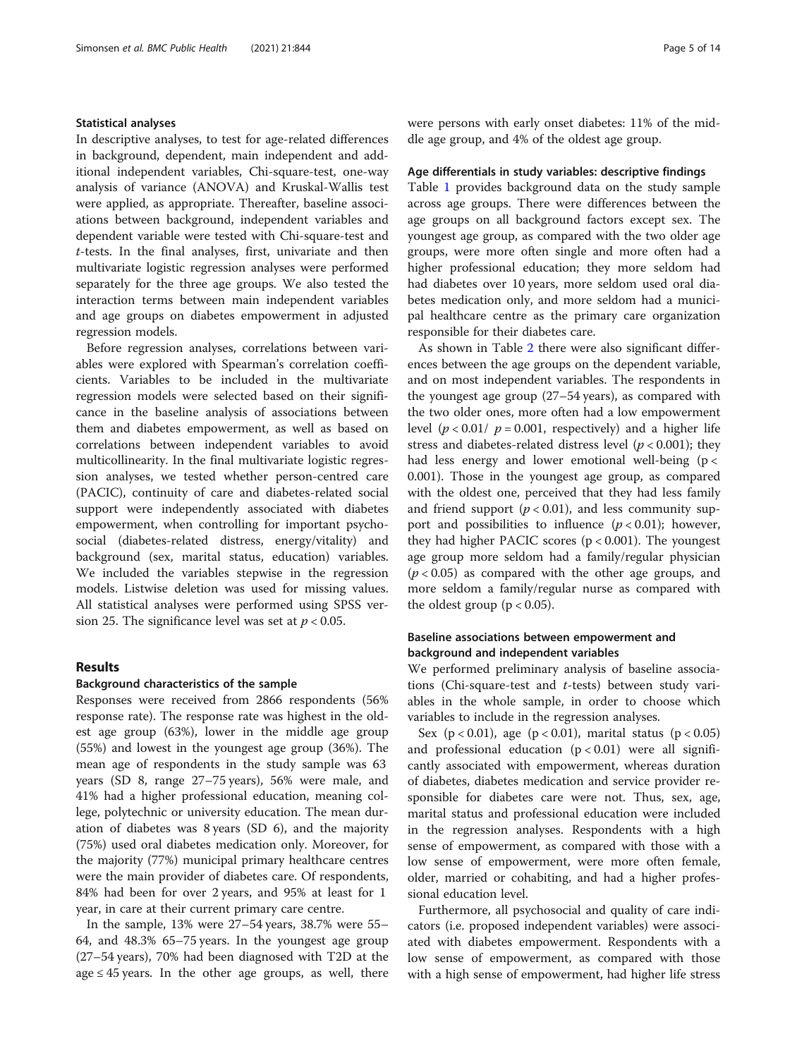### Statistical analyses

In descriptive analyses, to test for age-related differences in background, dependent, main independent and additional independent variables, Chi-square-test, one-way analysis of variance (ANOVA) and Kruskal-Wallis test were applied, as appropriate. Thereafter, baseline associations between background, independent variables and dependent variable were tested with Chi-square-test and *t*-tests. In the final analyses, first, univariate and then multivariate logistic regression analyses were performed separately for the three age groups. We also tested the interaction terms between main independent variables and age groups on diabetes empowerment in adjusted regression models.

Before regression analyses, correlations between variables were explored with Spearman's correlation coefficients. Variables to be included in the multivariate regression models were selected based on their significance in the baseline analysis of associations between them and diabetes empowerment, as well as based on correlations between independent variables to avoid multicollinearity. In the final multivariate logistic regression analyses, we tested whether person-centred care (PACIC), continuity of care and diabetes-related social support were independently associated with diabetes empowerment, when controlling for important psychosocial (diabetes-related distress, energy/vitality) and background (sex, marital status, education) variables. We included the variables stepwise in the regression models. Listwise deletion was used for missing values. All statistical analyses were performed using SPSS version 25. The significance level was set at $p < 0.05$.

## Results

### Background characteristics of the sample

Responses were received from 2866 respondents (56% response rate). The response rate was highest in the oldest age group (63%), lower in the middle age group (55%) and lowest in the youngest age group (36%). The mean age of respondents in the study sample was 63 years (SD 8, range 27–75 years), 56% were male, and 41% had a higher professional education, meaning college, polytechnic or university education. The mean duration of diabetes was 8 years (SD 6), and the majority (75%) used oral diabetes medication only. Moreover, for the majority (77%) municipal primary healthcare centres were the main provider of diabetes care. Of respondents, 84% had been for over 2 years, and 95% at least for 1 year, in care at their current primary care centre.

In the sample, 13% were 27–54 years, 38.7% were 55–64, and 48.3% 65–75 years. In the youngest age group (27–54 years), 70% had been diagnosed with T2D at the age ≤ 45 years. In the other age groups, as well, there were persons with early onset diabetes: 11% of the middle age group, and 4% of the oldest age group.

### Age differentials in study variables: descriptive findings

Table 1 provides background data on the study sample across age groups. There were differences between the age groups on all background factors except sex. The youngest age group, as compared with the two older age groups, were more often single and more often had a higher professional education; they more seldom had had diabetes over 10 years, more seldom used oral diabetes medication only, and more seldom had a municipal healthcare centre as the primary care organization responsible for their diabetes care.

As shown in Table 2 there were also significant differences between the age groups on the dependent variable, and on most independent variables. The respondents in the youngest age group (27–54 years), as compared with the two older ones, more often had a low empowerment level ($p < 0.01$/ $p = 0.001$, respectively) and a higher life stress and diabetes-related distress level ($p < 0.001$); they had less energy and lower emotional well-being ($p < 0.001$). Those in the youngest age group, as compared with the oldest one, perceived that they had less family and friend support ($p < 0.01$), and less community support and possibilities to influence ($p < 0.01$); however, they had higher PACIC scores ($p < 0.001$). The youngest age group more seldom had a family/regular physician ($p < 0.05$) as compared with the other age groups, and more seldom a family/regular nurse as compared with the oldest group ($p < 0.05$).

### Baseline associations between empowerment and background and independent variables

We performed preliminary analysis of baseline associations (Chi-square-test and *t*-tests) between study variables in the whole sample, in order to choose which variables to include in the regression analyses.

Sex ($p < 0.01$), age ($p < 0.01$), marital status ($p < 0.05$) and professional education ($p < 0.01$) were all significantly associated with empowerment, whereas duration of diabetes, diabetes medication and service provider responsible for diabetes care were not. Thus, sex, age, marital status and professional education were included in the regression analyses. Respondents with a high sense of empowerment, as compared with those with a low sense of empowerment, were more often female, older, married or cohabiting, and had a higher professional education level.

Furthermore, all psychosocial and quality of care indicators (i.e. proposed independent variables) were associated with diabetes empowerment. Respondents with a low sense of empowerment, as compared with those with a high sense of empowerment, had higher life stress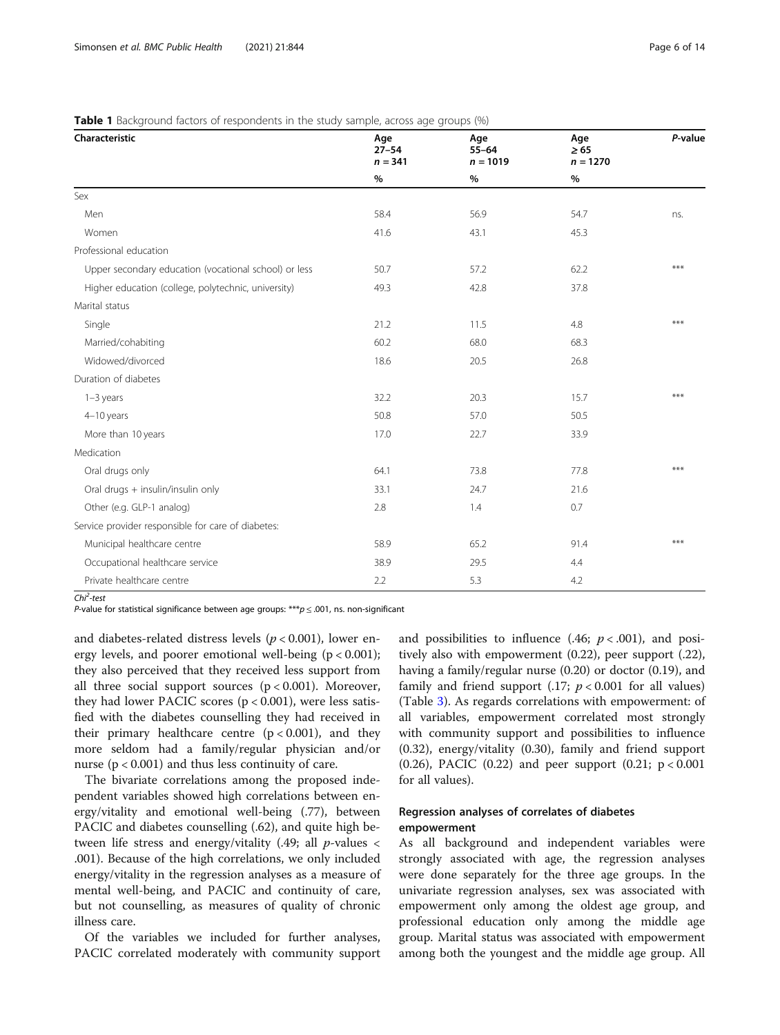**Table 1** Background factors of respondents in the study sample, across age groups (%)

| Characteristic | Age 27–54 n = 341 | Age 55–64 n = 1019 | Age ≥ 65 n = 1270 | *P*-value |
|---|---|---|---|---|
| | % | % | % | |
| Sex | | | | |
| Men | 58.4 | 56.9 | 54.7 | ns. |
| Women | 41.6 | 43.1 | 45.3 | |
| Professional education | | | | |
| Upper secondary education (vocational school) or less | 50.7 | 57.2 | 62.2 | *** |
| Higher education (college, polytechnic, university) | 49.3 | 42.8 | 37.8 | |
| Marital status | | | | |
| Single | 21.2 | 11.5 | 4.8 | *** |
| Married/cohabiting | 60.2 | 68.0 | 68.3 | |
| Widowed/divorced | 18.6 | 20.5 | 26.8 | |
| Duration of diabetes | | | | |
| 1–3 years | 32.2 | 20.3 | 15.7 | *** |
| 4–10 years | 50.8 | 57.0 | 50.5 | |
| More than 10 years | 17.0 | 22.7 | 33.9 | |
| Medication | | | | |
| Oral drugs only | 64.1 | 73.8 | 77.8 | *** |
| Oral drugs + insulin/insulin only | 33.1 | 24.7 | 21.6 | |
| Other (e.g. GLP-1 analog) | 2.8 | 1.4 | 0.7 | |
| Service provider responsible for care of diabetes: | | | | |
| Municipal healthcare centre | 58.9 | 65.2 | 91.4 | *** |
| Occupational healthcare service | 38.9 | 29.5 | 4.4 | |
| Private healthcare centre | 2.2 | 5.3 | 4.2 | |

*Chi$^2$-test*

*P*-value for statistical significance between age groups: ***$p \leq .001$, ns. non-significant

and diabetes-related distress levels ($p < 0.001$), lower energy levels, and poorer emotional well-being ($p < 0.001$); they also perceived that they received less support from all three social support sources ($p < 0.001$). Moreover, they had lower PACIC scores ($p < 0.001$), were less satisfied with the diabetes counselling they had received in their primary healthcare centre ($p < 0.001$), and they more seldom had a family/regular physician and/or nurse ($p < 0.001$) and thus less continuity of care.

The bivariate correlations among the proposed independent variables showed high correlations between energy/vitality and emotional well-being (.77), between PACIC and diabetes counselling (.62), and quite high between life stress and energy/vitality (.49; all $p$-values < .001). Because of the high correlations, we only included energy/vitality in the regression analyses as a measure of mental well-being, and PACIC and continuity of care, but not counselling, as measures of quality of chronic illness care.

Of the variables we included for further analyses, PACIC correlated moderately with community support and possibilities to influence (.46; $p < .001$), and positively also with empowerment (0.22), peer support (.22), having a family/regular nurse (0.20) or doctor (0.19), and family and friend support (.17; $p < 0.001$ for all values) (Table 3). As regards correlations with empowerment: of all variables, empowerment correlated most strongly with community support and possibilities to influence (0.32), energy/vitality (0.30), family and friend support (0.26), PACIC (0.22) and peer support (0.21; $p < 0.001$ for all values).

### Regression analyses of correlates of diabetes empowerment

As all background and independent variables were strongly associated with age, the regression analyses were done separately for the three age groups. In the univariate regression analyses, sex was associated with empowerment only among the oldest age group, and professional education only among the middle age group. Marital status was associated with empowerment among both the youngest and the middle age group. All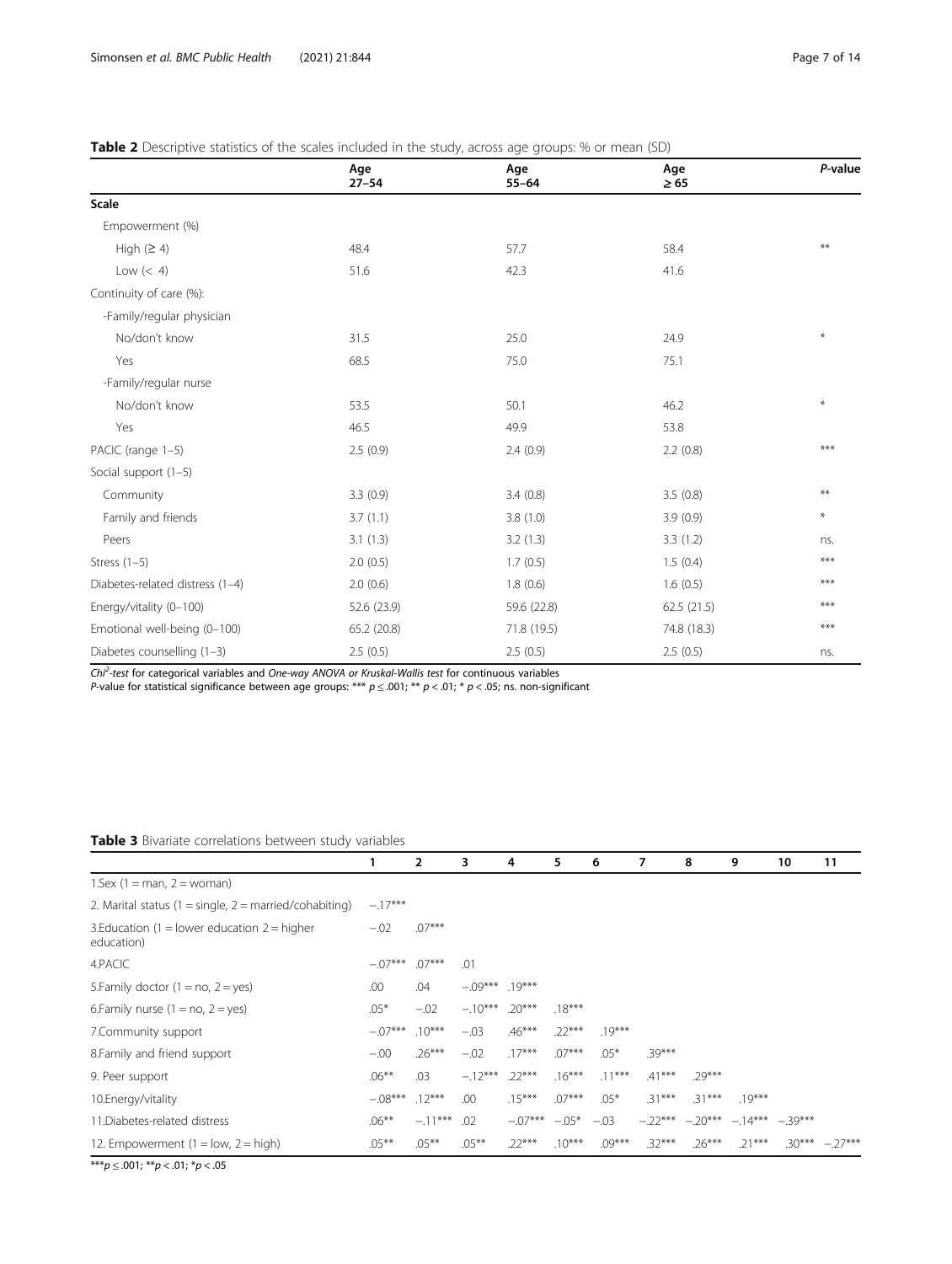**Table 2** Descriptive statistics of the scales included in the study, across age groups: % or mean (SD)

| | Age 27–54 | Age 55–64 | Age ≥ 65 | *P*-value |
|---|---|---|---|---|
| **Scale** | | | | |
| Empowerment (%) | | | | |
| High (≥ 4) | 48.4 | 57.7 | 58.4 | ** |
| Low (< 4) | 51.6 | 42.3 | 41.6 | |
| Continuity of care (%): | | | | |
| -Family/regular physician | | | | |
| No/don't know | 31.5 | 25.0 | 24.9 | * |
| Yes | 68.5 | 75.0 | 75.1 | |
| -Family/regular nurse | | | | |
| No/don't know | 53.5 | 50.1 | 46.2 | * |
| Yes | 46.5 | 49.9 | 53.8 | |
| PACIC (range 1–5) | 2.5 (0.9) | 2.4 (0.9) | 2.2 (0.8) | *** |
| Social support (1–5) | | | | |
| Community | 3.3 (0.9) | 3.4 (0.8) | 3.5 (0.8) | ** |
| Family and friends | 3.7 (1.1) | 3.8 (1.0) | 3.9 (0.9) | * |
| Peers | 3.1 (1.3) | 3.2 (1.3) | 3.3 (1.2) | ns. |
| Stress (1–5) | 2.0 (0.5) | 1.7 (0.5) | 1.5 (0.4) | *** |
| Diabetes-related distress (1–4) | 2.0 (0.6) | 1.8 (0.6) | 1.6 (0.5) | *** |
| Energy/vitality (0–100) | 52.6 (23.9) | 59.6 (22.8) | 62.5 (21.5) | *** |
| Emotional well-being (0–100) | 65.2 (20.8) | 71.8 (19.5) | 74.8 (18.3) | *** |
| Diabetes counselling (1–3) | 2.5 (0.5) | 2.5 (0.5) | 2.5 (0.5) | ns. |

*Chi*$^2$*-test* for categorical variables and *One-way ANOVA or Kruskal-Wallis test* for continuous variables
*P*-value for statistical significance between age groups: *** $p \leq .001$; ** $p < .01$; * $p < .05$; ns. non-significant

**Table 3** Bivariate correlations between study variables

| | 1 | 2 | 3 | 4 | 5 | 6 | 7 | 8 | 9 | 10 | 11 |
|---|---|---|---|---|---|---|---|---|---|---|---|
| 1.Sex (1 = man, 2 = woman) | | | | | | | | | | | |
| 2. Marital status (1 = single, 2 = married/cohabiting) | −.17*** | | | | | | | | | | |
| 3.Education (1 = lower education 2 = higher education) | −.02 | .07*** | | | | | | | | | |
| 4.PACIC | −.07*** | .07*** | .01 | | | | | | | | |
| 5.Family doctor (1 = no, 2 = yes) | .00 | .04 | −.09*** | .19*** | | | | | | | |
| 6.Family nurse (1 = no, 2 = yes) | .05* | −.02 | −.10*** | .20*** | .18*** | | | | | | |
| 7.Community support | −.07*** | .10*** | −.03 | .46*** | .22*** | .19*** | | | | | |
| 8.Family and friend support | −.00 | .26*** | −.02 | .17*** | .07*** | .05* | .39*** | | | | |
| 9. Peer support | .06** | .03 | −.12*** | .22*** | .16*** | .11*** | .41*** | .29*** | | | |
| 10.Energy/vitality | −.08*** | .12*** | .00 | .15*** | .07*** | .05* | .31*** | .31*** | .19*** | | |
| 11.Diabetes-related distress | .06** | −.11*** | .02 | −.07*** | −.05* | −.03 | −.22*** | −.20*** | −.14*** | −.39*** | |
| 12. Empowerment (1 = low, 2 = high) | .05** | .05** | .05** | .22*** | .10*** | .09*** | .32*** | .26*** | .21*** | .30*** | −.27*** |

***$p \leq .001$; **$p < .01$; *$p < .05$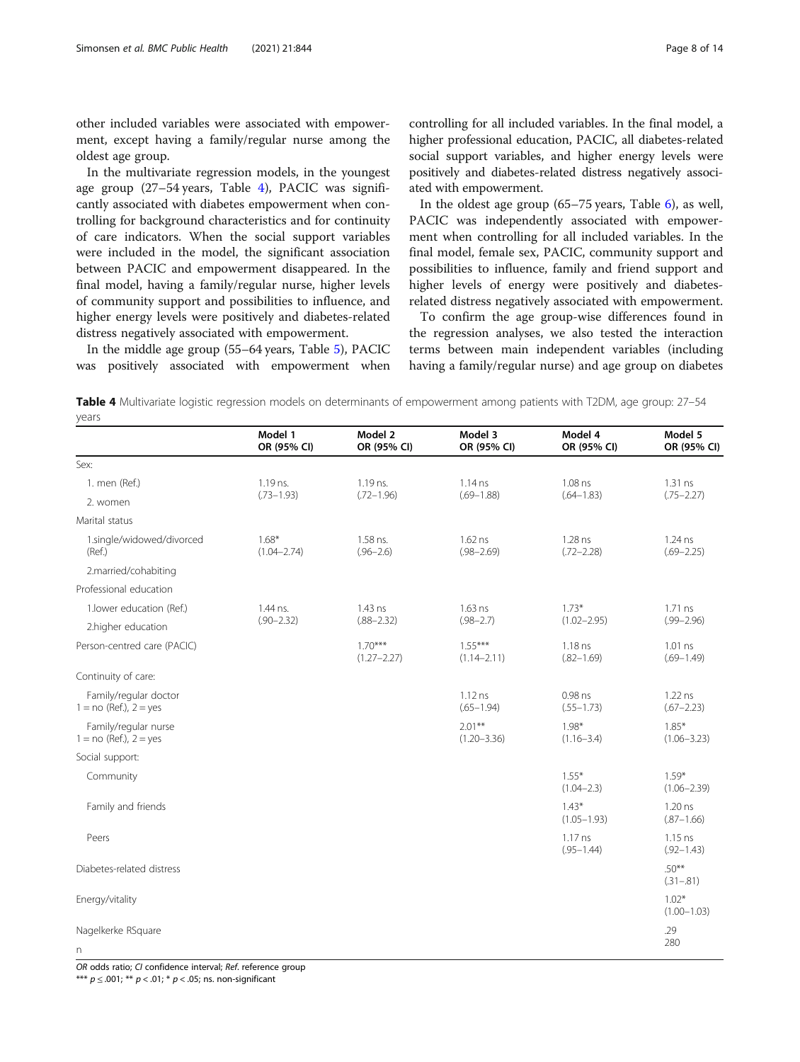other included variables were associated with empowerment, except having a family/regular nurse among the oldest age group.

In the multivariate regression models, in the youngest age group (27–54 years, Table 4), PACIC was significantly associated with diabetes empowerment when controlling for background characteristics and for continuity of care indicators. When the social support variables were included in the model, the significant association between PACIC and empowerment disappeared. In the final model, having a family/regular nurse, higher levels of community support and possibilities to influence, and higher energy levels were positively and diabetes-related distress negatively associated with empowerment.

In the middle age group (55–64 years, Table 5), PACIC was positively associated with empowerment when controlling for all included variables. In the final model, a higher professional education, PACIC, all diabetes-related social support variables, and higher energy levels were positively and diabetes-related distress negatively associated with empowerment.

In the oldest age group (65–75 years, Table 6), as well, PACIC was independently associated with empowerment when controlling for all included variables. In the final model, female sex, PACIC, community support and possibilities to influence, family and friend support and higher levels of energy were positively and diabetes-related distress negatively associated with empowerment.

To confirm the age group-wise differences found in the regression analyses, we also tested the interaction terms between main independent variables (including having a family/regular nurse) and age group on diabetes

**Table 4** Multivariate logistic regression models on determinants of empowerment among patients with T2DM, age group: 27–54 years

| | Model 1 OR (95% CI) | Model 2 OR (95% CI) | Model 3 OR (95% CI) | Model 4 OR (95% CI) | Model 5 OR (95% CI) |
|---|---|---|---|---|---|
| Sex: | | | | | |
| 1. men (Ref.) | 1.19 ns. (.73–1.93) | 1.19 ns. (.72–1.96) | 1.14 ns (.69–1.88) | 1.08 ns (.64–1.83) | 1.31 ns (.75–2.27) |
| 2. women | | | | | |
| Marital status | | | | | |
| 1.single/widowed/divorced (Ref.) | 1.68* (1.04–2.74) | 1.58 ns. (.96–2.6) | 1.62 ns (.98–2.69) | 1.28 ns (.72–2.28) | 1.24 ns (.69–2.25) |
| 2.married/cohabiting | | | | | |
| Professional education | | | | | |
| 1.lower education (Ref.) | 1.44 ns. (.90–2.32) | 1.43 ns (.88–2.32) | 1.63 ns (.98–2.7) | 1.73* (1.02–2.95) | 1.71 ns (.99–2.96) |
| 2.higher education | | | | | |
| Person-centred care (PACIC) | | 1.70*** (1.27–2.27) | 1.55*** (1.14–2.11) | 1.18 ns (.82–1.69) | 1.01 ns (.69–1.49) |
| Continuity of care: | | | | | |
| Family/regular doctor 1 = no (Ref.), 2 = yes | | | 1.12 ns (.65–1.94) | 0.98 ns (.55–1.73) | 1.22 ns (.67–2.23) |
| Family/regular nurse 1 = no (Ref.), 2 = yes | | | 2.01** (1.20–3.36) | 1.98* (1.16–3.4) | 1.85* (1.06–3.23) |
| Social support: | | | | | |
| Community | | | | 1.55* (1.04–2.3) | 1.59* (1.06–2.39) |
| Family and friends | | | | 1.43* (1.05–1.93) | 1.20 ns (.87–1.66) |
| Peers | | | | 1.17 ns (.95–1.44) | 1.15 ns (.92–1.43) |
| Diabetes-related distress | | | | | .50** (.31–.81) |
| Energy/vitality | | | | | 1.02* (1.00–1.03) |
| Nagelkerke RSquare | | | | | .29 |
| n | | | | | 280 |

*OR* odds ratio; *CI* confidence interval; *Ref.* reference group

*** $p \leq .001$; ** $p < .01$; * $p < .05$; ns. non-significant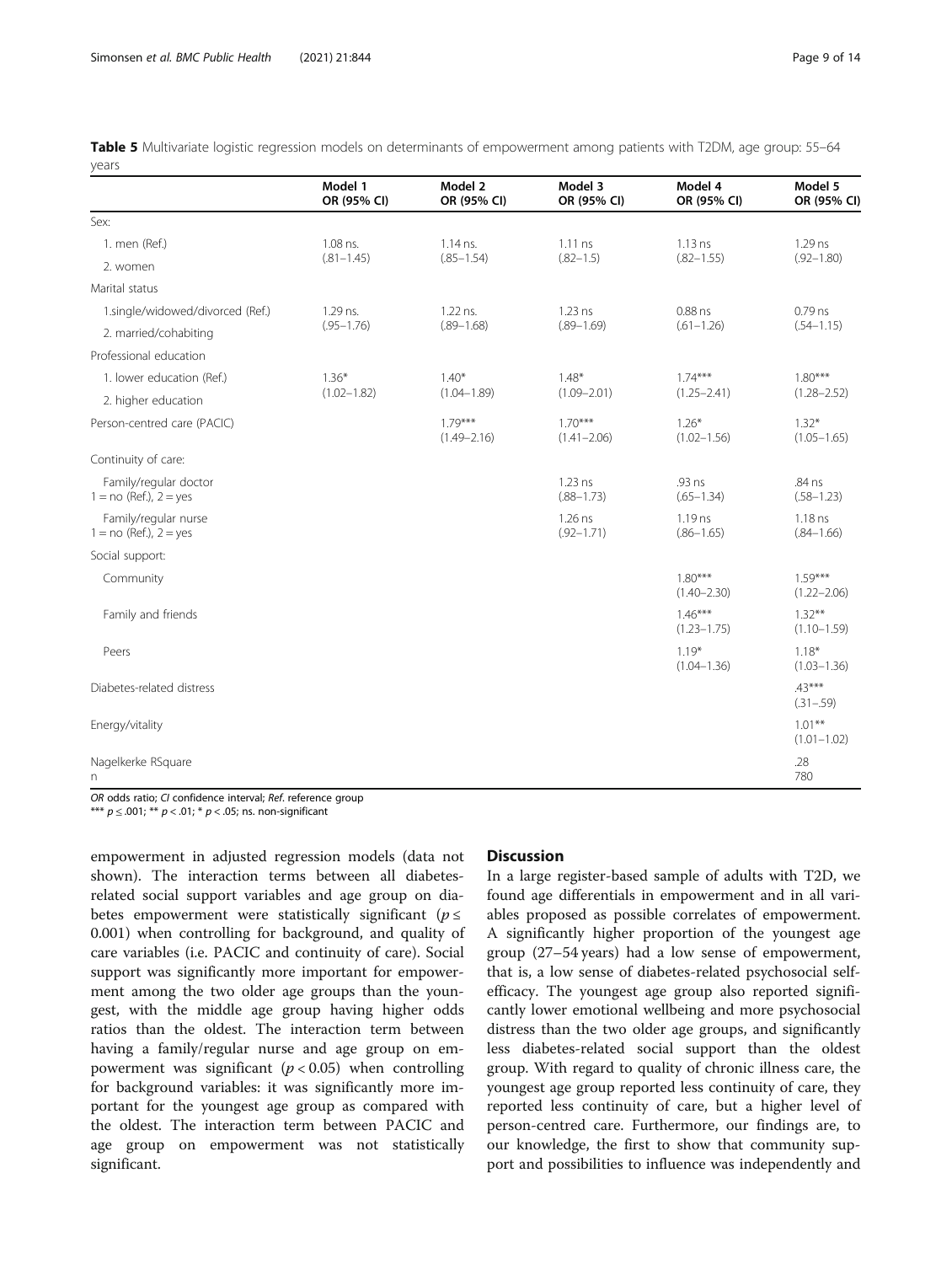**Table 5** Multivariate logistic regression models on determinants of empowerment among patients with T2DM, age group: 55–64 years

| | Model 1 OR (95% CI) | Model 2 OR (95% CI) | Model 3 OR (95% CI) | Model 4 OR (95% CI) | Model 5 OR (95% CI) |
|---|---|---|---|---|---|
| Sex: | | | | | |
| 1. men (Ref.) | 1.08 ns. | 1.14 ns. | 1.11 ns | 1.13 ns | 1.29 ns |
| 2. women | (.81–1.45) | (.85–1.54) | (.82–1.5) | (.82–1.55) | (.92–1.80) |
| Marital status | | | | | |
| 1.single/widowed/divorced (Ref.) | 1.29 ns. | 1.22 ns. | 1.23 ns | 0.88 ns | 0.79 ns |
| 2. married/cohabiting | (.95–1.76) | (.89–1.68) | (.89–1.69) | (.61–1.26) | (.54–1.15) |
| Professional education | | | | | |
| 1. lower education (Ref.) | 1.36* | 1.40* | 1.48* | 1.74*** | 1.80*** |
| 2. higher education | (1.02–1.82) | (1.04–1.89) | (1.09–2.01) | (1.25–2.41) | (1.28–2.52) |
| Person-centred care (PACIC) | | 1.79*** (1.49–2.16) | 1.70*** (1.41–2.06) | 1.26* (1.02–1.56) | 1.32* (1.05–1.65) |
| Continuity of care: | | | | | |
| Family/regular doctor 1 = no (Ref.), 2 = yes | | | 1.23 ns (.88–1.73) | .93 ns (.65–1.34) | .84 ns (.58–1.23) |
| Family/regular nurse 1 = no (Ref.), 2 = yes | | | 1.26 ns (.92–1.71) | 1.19 ns (.86–1.65) | 1.18 ns (.84–1.66) |
| Social support: | | | | | |
| Community | | | | 1.80*** (1.40–2.30) | 1.59*** (1.22–2.06) |
| Family and friends | | | | 1.46*** (1.23–1.75) | 1.32** (1.10–1.59) |
| Peers | | | | 1.19* (1.04–1.36) | 1.18* (1.03–1.36) |
| Diabetes-related distress | | | | | .43*** (.31–.59) |
| Energy/vitality | | | | | 1.01** (1.01–1.02) |
| Nagelkerke RSquare | | | | | .28 |
| n | | | | | 780 |

*OR* odds ratio; *CI* confidence interval; *Ref.* reference group
*** $p \leq .001$; ** $p < .01$; * $p < .05$; ns. non-significant

empowerment in adjusted regression models (data not shown). The interaction terms between all diabetes-related social support variables and age group on diabetes empowerment were statistically significant ($p \leq 0.001$) when controlling for background, and quality of care variables (i.e. PACIC and continuity of care). Social support was significantly more important for empowerment among the two older age groups than the youngest, with the middle age group having higher odds ratios than the oldest. The interaction term between having a family/regular nurse and age group on empowerment was significant ($p < 0.05$) when controlling for background variables: it was significantly more important for the youngest age group as compared with the oldest. The interaction term between PACIC and age group on empowerment was not statistically significant.

## Discussion

In a large register-based sample of adults with T2D, we found age differentials in empowerment and in all variables proposed as possible correlates of empowerment. A significantly higher proportion of the youngest age group (27–54 years) had a low sense of empowerment, that is, a low sense of diabetes-related psychosocial self-efficacy. The youngest age group also reported significantly lower emotional wellbeing and more psychosocial distress than the two older age groups, and significantly less diabetes-related social support than the oldest group. With regard to quality of chronic illness care, the youngest age group reported less continuity of care, they reported less continuity of care, but a higher level of person-centred care. Furthermore, our findings are, to our knowledge, the first to show that community support and possibilities to influence was independently and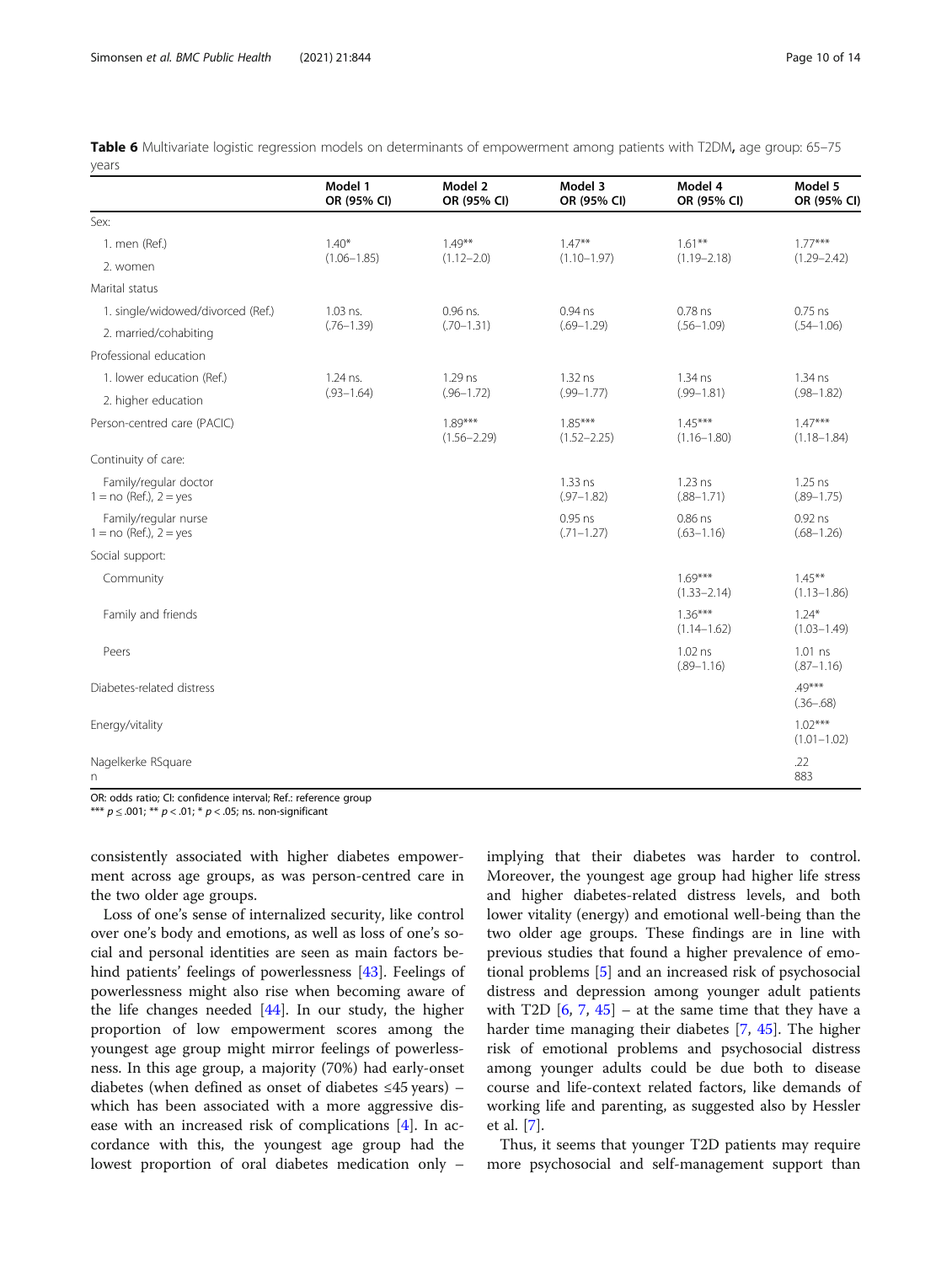**Table 6** Multivariate logistic regression models on determinants of empowerment among patients with T2DM**,** age group: 65–75 years

| | Model 1 OR (95% CI) | Model 2 OR (95% CI) | Model 3 OR (95% CI) | Model 4 OR (95% CI) | Model 5 OR (95% CI) |
|---|---|---|---|---|---|
| Sex: | | | | | |
| 1. men (Ref.) | 1.40* (1.06–1.85) | 1.49** (1.12–2.0) | 1.47** (1.10–1.97) | 1.61** (1.19–2.18) | 1.77*** (1.29–2.42) |
| 2. women | | | | | |
| Marital status | | | | | |
| 1. single/widowed/divorced (Ref.) | 1.03 ns. (.76–1.39) | 0.96 ns. (.70–1.31) | 0.94 ns (.69–1.29) | 0.78 ns (.56–1.09) | 0.75 ns (.54–1.06) |
| 2. married/cohabiting | | | | | |
| Professional education | | | | | |
| 1. lower education (Ref.) | 1.24 ns. (.93–1.64) | 1.29 ns (.96–1.72) | 1.32 ns (.99–1.77) | 1.34 ns (.99–1.81) | 1.34 ns (.98–1.82) |
| 2. higher education | | | | | |
| Person-centred care (PACIC) | | 1.89*** (1.56–2.29) | 1.85*** (1.52–2.25) | 1.45*** (1.16–1.80) | 1.47*** (1.18–1.84) |
| Continuity of care: | | | | | |
| Family/regular doctor 1 = no (Ref.), 2 = yes | | | 1.33 ns (.97–1.82) | 1.23 ns (.88–1.71) | 1.25 ns (.89–1.75) |
| Family/regular nurse 1 = no (Ref.), 2 = yes | | | 0.95 ns (.71–1.27) | 0.86 ns (.63–1.16) | 0.92 ns (.68–1.26) |
| Social support: | | | | | |
| Community | | | | 1.69*** (1.33–2.14) | 1.45** (1.13–1.86) |
| Family and friends | | | | 1.36*** (1.14–1.62) | 1.24* (1.03–1.49) |
| Peers | | | | 1.02 ns (.89–1.16) | 1.01 ns (.87–1.16) |
| Diabetes-related distress | | | | | .49*** (.36–.68) |
| Energy/vitality | | | | | 1.02*** (1.01–1.02) |
| Nagelkerke RSquare | | | | | .22 |
| n | | | | | 883 |

OR: odds ratio; CI: confidence interval; Ref.: reference group
*** $p \leq .001$; ** $p < .01$; * $p < .05$; ns. non-significant

consistently associated with higher diabetes empowerment across age groups, as was person-centred care in the two older age groups.

Loss of one's sense of internalized security, like control over one's body and emotions, as well as loss of one's social and personal identities are seen as main factors behind patients' feelings of powerlessness [43]. Feelings of powerlessness might also rise when becoming aware of the life changes needed [44]. In our study, the higher proportion of low empowerment scores among the youngest age group might mirror feelings of powerlessness. In this age group, a majority (70%) had early-onset diabetes (when defined as onset of diabetes ≤45 years) – which has been associated with a more aggressive disease with an increased risk of complications [4]. In accordance with this, the youngest age group had the lowest proportion of oral diabetes medication only – implying that their diabetes was harder to control. Moreover, the youngest age group had higher life stress and higher diabetes-related distress levels, and both lower vitality (energy) and emotional well-being than the two older age groups. These findings are in line with previous studies that found a higher prevalence of emotional problems [5] and an increased risk of psychosocial distress and depression among younger adult patients with T2D [6, 7, 45] – at the same time that they have a harder time managing their diabetes [7, 45]. The higher risk of emotional problems and psychosocial distress among younger adults could be due both to disease course and life-context related factors, like demands of working life and parenting, as suggested also by Hessler et al. [7].

Thus, it seems that younger T2D patients may require more psychosocial and self-management support than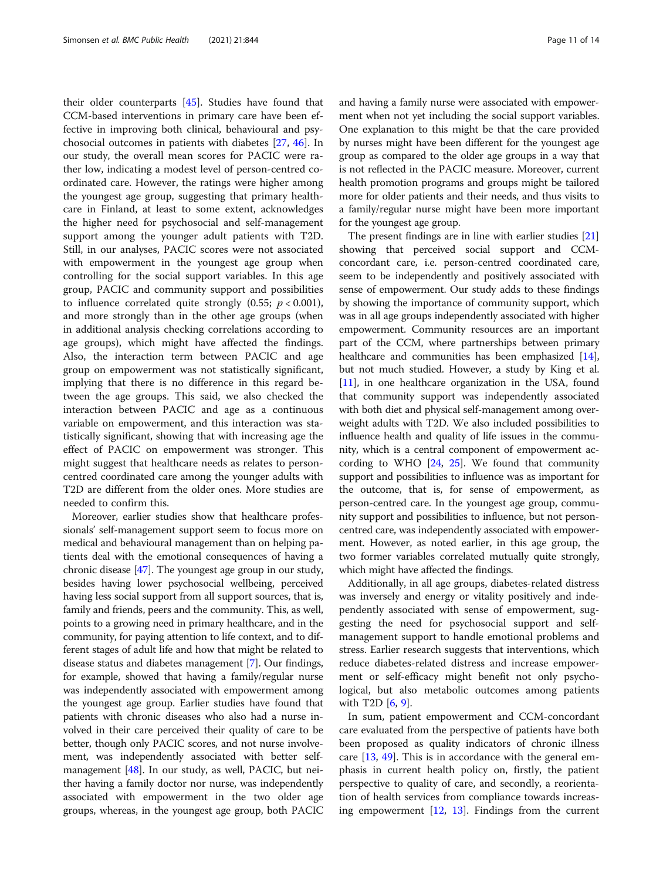their older counterparts [45]. Studies have found that CCM-based interventions in primary care have been effective in improving both clinical, behavioural and psychosocial outcomes in patients with diabetes [27, 46]. In our study, the overall mean scores for PACIC were rather low, indicating a modest level of person-centred coordinated care. However, the ratings were higher among the youngest age group, suggesting that primary healthcare in Finland, at least to some extent, acknowledges the higher need for psychosocial and self-management support among the younger adult patients with T2D. Still, in our analyses, PACIC scores were not associated with empowerment in the youngest age group when controlling for the social support variables. In this age group, PACIC and community support and possibilities to influence correlated quite strongly (0.55; $p < 0.001$), and more strongly than in the other age groups (when in additional analysis checking correlations according to age groups), which might have affected the findings. Also, the interaction term between PACIC and age group on empowerment was not statistically significant, implying that there is no difference in this regard between the age groups. This said, we also checked the interaction between PACIC and age as a continuous variable on empowerment, and this interaction was statistically significant, showing that with increasing age the effect of PACIC on empowerment was stronger. This might suggest that healthcare needs as relates to person-centred coordinated care among the younger adults with T2D are different from the older ones. More studies are needed to confirm this.

Moreover, earlier studies show that healthcare professionals' self-management support seem to focus more on medical and behavioural management than on helping patients deal with the emotional consequences of having a chronic disease [47]. The youngest age group in our study, besides having lower psychosocial wellbeing, perceived having less social support from all support sources, that is, family and friends, peers and the community. This, as well, points to a growing need in primary healthcare, and in the community, for paying attention to life context, and to different stages of adult life and how that might be related to disease status and diabetes management [7]. Our findings, for example, showed that having a family/regular nurse was independently associated with empowerment among the youngest age group. Earlier studies have found that patients with chronic diseases who also had a nurse involved in their care perceived their quality of care to be better, though only PACIC scores, and not nurse involvement, was independently associated with better self-management [48]. In our study, as well, PACIC, but neither having a family doctor nor nurse, was independently associated with empowerment in the two older age groups, whereas, in the youngest age group, both PACIC and having a family nurse were associated with empowerment when not yet including the social support variables. One explanation to this might be that the care provided by nurses might have been different for the youngest age group as compared to the older age groups in a way that is not reflected in the PACIC measure. Moreover, current health promotion programs and groups might be tailored more for older patients and their needs, and thus visits to a family/regular nurse might have been more important for the youngest age group.

The present findings are in line with earlier studies [21] showing that perceived social support and CCM-concordant care, i.e. person-centred coordinated care, seem to be independently and positively associated with sense of empowerment. Our study adds to these findings by showing the importance of community support, which was in all age groups independently associated with higher empowerment. Community resources are an important part of the CCM, where partnerships between primary healthcare and communities has been emphasized [14], but not much studied. However, a study by King et al. [11], in one healthcare organization in the USA, found that community support was independently associated with both diet and physical self-management among overweight adults with T2D. We also included possibilities to influence health and quality of life issues in the community, which is a central component of empowerment according to WHO [24, 25]. We found that community support and possibilities to influence was as important for the outcome, that is, for sense of empowerment, as person-centred care. In the youngest age group, community support and possibilities to influence, but not person-centred care, was independently associated with empowerment. However, as noted earlier, in this age group, the two former variables correlated mutually quite strongly, which might have affected the findings.

Additionally, in all age groups, diabetes-related distress was inversely and energy or vitality positively and independently associated with sense of empowerment, suggesting the need for psychosocial support and self-management support to handle emotional problems and stress. Earlier research suggests that interventions, which reduce diabetes-related distress and increase empowerment or self-efficacy might benefit not only psychological, but also metabolic outcomes among patients with T2D [6, 9].

In sum, patient empowerment and CCM-concordant care evaluated from the perspective of patients have both been proposed as quality indicators of chronic illness care [13, 49]. This is in accordance with the general emphasis in current health policy on, firstly, the patient perspective to quality of care, and secondly, a reorientation of health services from compliance towards increasing empowerment [12, 13]. Findings from the current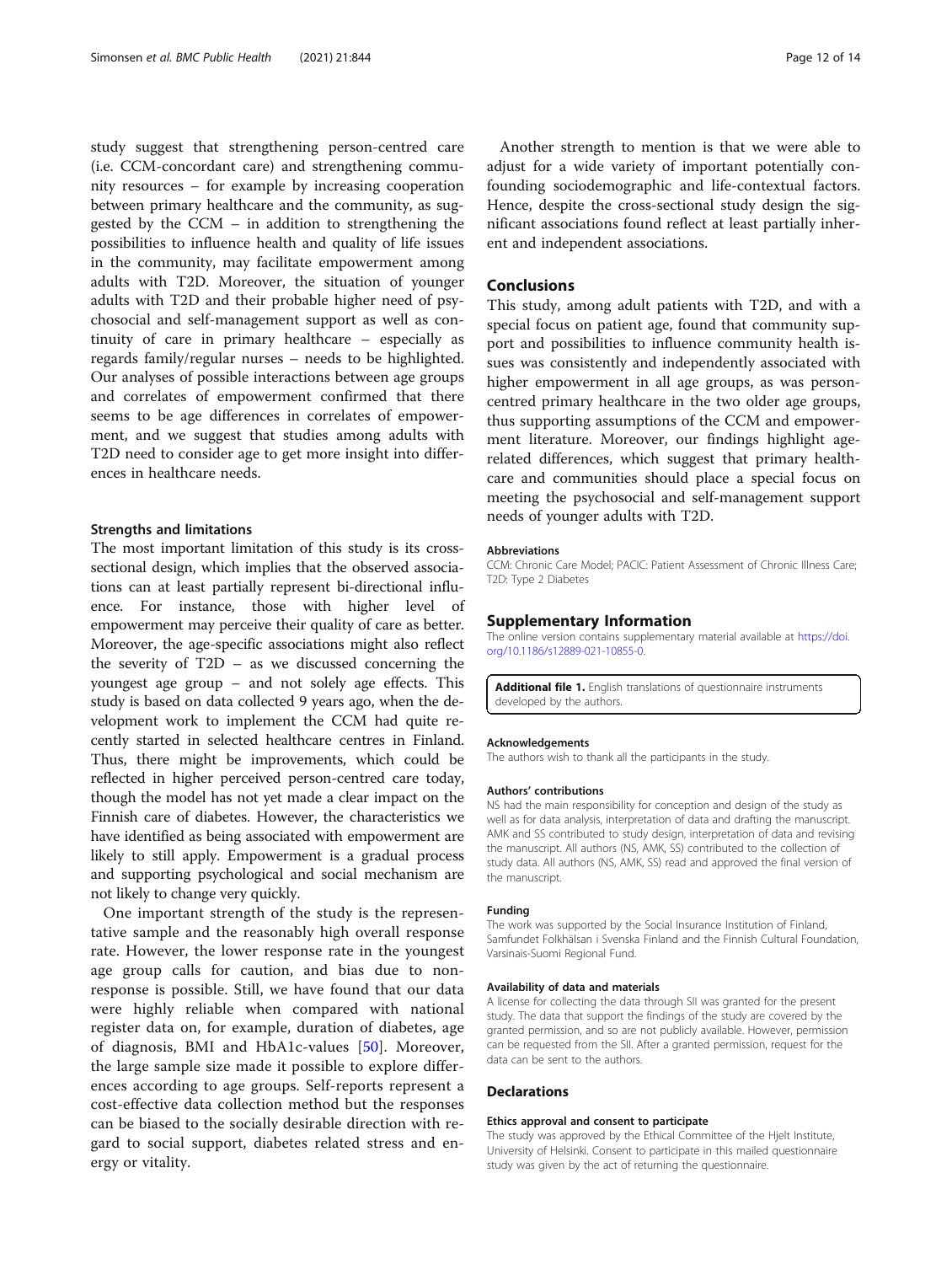study suggest that strengthening person-centred care (i.e. CCM-concordant care) and strengthening community resources – for example by increasing cooperation between primary healthcare and the community, as suggested by the CCM – in addition to strengthening the possibilities to influence health and quality of life issues in the community, may facilitate empowerment among adults with T2D. Moreover, the situation of younger adults with T2D and their probable higher need of psychosocial and self-management support as well as continuity of care in primary healthcare – especially as regards family/regular nurses – needs to be highlighted. Our analyses of possible interactions between age groups and correlates of empowerment confirmed that there seems to be age differences in correlates of empowerment, and we suggest that studies among adults with T2D need to consider age to get more insight into differences in healthcare needs.

### Strengths and limitations

The most important limitation of this study is its cross-sectional design, which implies that the observed associations can at least partially represent bi-directional influence. For instance, those with higher level of empowerment may perceive their quality of care as better. Moreover, the age-specific associations might also reflect the severity of T2D – as we discussed concerning the youngest age group – and not solely age effects. This study is based on data collected 9 years ago, when the development work to implement the CCM had quite recently started in selected healthcare centres in Finland. Thus, there might be improvements, which could be reflected in higher perceived person-centred care today, though the model has not yet made a clear impact on the Finnish care of diabetes. However, the characteristics we have identified as being associated with empowerment are likely to still apply. Empowerment is a gradual process and supporting psychological and social mechanism are not likely to change very quickly.

One important strength of the study is the representative sample and the reasonably high overall response rate. However, the lower response rate in the youngest age group calls for caution, and bias due to non-response is possible. Still, we have found that our data were highly reliable when compared with national register data on, for example, duration of diabetes, age of diagnosis, BMI and HbA1c-values [50]. Moreover, the large sample size made it possible to explore differences according to age groups. Self-reports represent a cost-effective data collection method but the responses can be biased to the socially desirable direction with regard to social support, diabetes related stress and energy or vitality.

Another strength to mention is that we were able to adjust for a wide variety of important potentially confounding sociodemographic and life-contextual factors. Hence, despite the cross-sectional study design the significant associations found reflect at least partially inherent and independent associations.

## Conclusions

This study, among adult patients with T2D, and with a special focus on patient age, found that community support and possibilities to influence community health issues was consistently and independently associated with higher empowerment in all age groups, as was person-centred primary healthcare in the two older age groups, thus supporting assumptions of the CCM and empowerment literature. Moreover, our findings highlight age-related differences, which suggest that primary healthcare and communities should place a special focus on meeting the psychosocial and self-management support needs of younger adults with T2D.

#### Abbreviations

CCM: Chronic Care Model; PACIC: Patient Assessment of Chronic Illness Care; T2D: Type 2 Diabetes

## Supplementary Information

The online version contains supplementary material available at https://doi.org/10.1186/s12889-021-10855-0.

**Additional file 1.** English translations of questionnaire instruments developed by the authors.

#### Acknowledgements

The authors wish to thank all the participants in the study.

#### Authors' contributions

NS had the main responsibility for conception and design of the study as well as for data analysis, interpretation of data and drafting the manuscript. AMK and SS contributed to study design, interpretation of data and revising the manuscript. All authors (NS, AMK, SS) contributed to the collection of study data. All authors (NS, AMK, SS) read and approved the final version of the manuscript.

#### Funding

The work was supported by the Social Insurance Institution of Finland, Samfundet Folkhälsan i Svenska Finland and the Finnish Cultural Foundation, Varsinais-Suomi Regional Fund.

#### Availability of data and materials

A license for collecting the data through SII was granted for the present study. The data that support the findings of the study are covered by the granted permission, and so are not publicly available. However, permission can be requested from the SII. After a granted permission, request for the data can be sent to the authors.

## Declarations

#### Ethics approval and consent to participate

The study was approved by the Ethical Committee of the Hjelt Institute, University of Helsinki. Consent to participate in this mailed questionnaire study was given by the act of returning the questionnaire.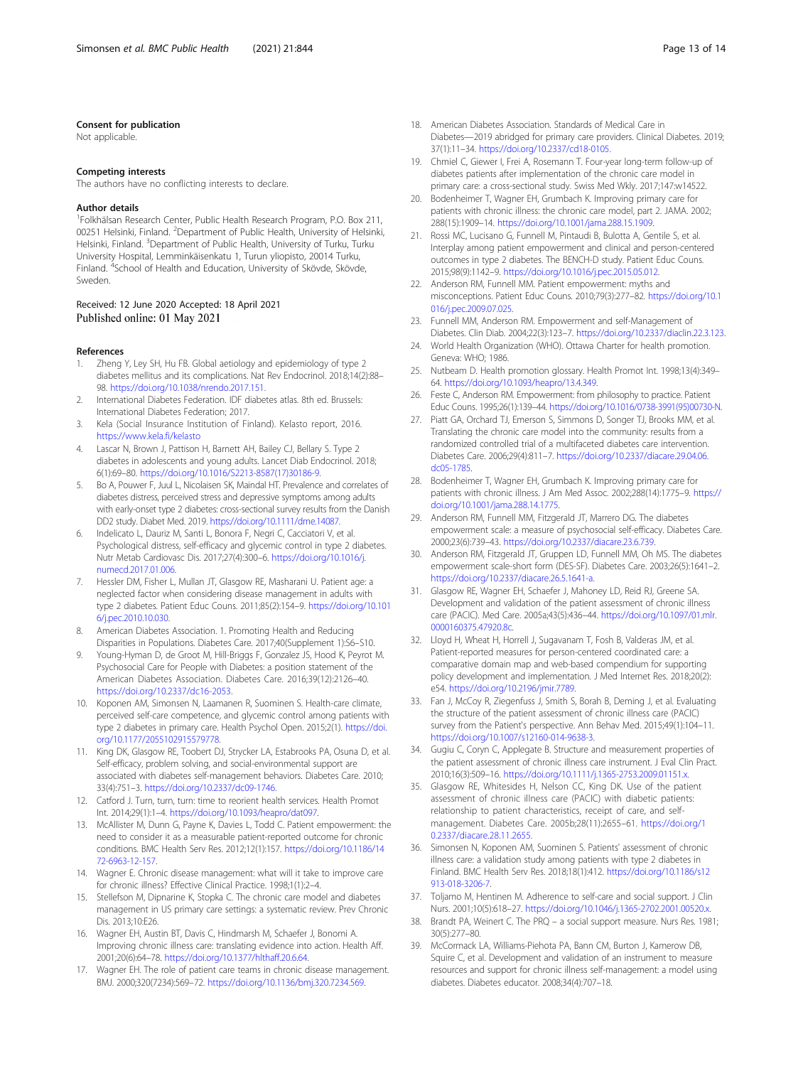### Consent for publication

Not applicable.

### Competing interests

The authors have no conflicting interests to declare.

### Author details

[1]Folkhälsan Research Center, Public Health Research Program, P.O. Box 211, 00251 Helsinki, Finland. [2]Department of Public Health, University of Helsinki, Helsinki, Finland. [3]Department of Public Health, University of Turku, Turku University Hospital, Lemminkäisenkatu 1, Turun yliopisto, 20014 Turku, Finland. [4]School of Health and Education, University of Skövde, Skövde, Sweden.

Received: 12 June 2020 Accepted: 18 April 2021
Published online: 01 May 2021

### References

1. Zheng Y, Ley SH, Hu FB. Global aetiology and epidemiology of type 2 diabetes mellitus and its complications. Nat Rev Endocrinol. 2018;14(2):88–98. https://doi.org/10.1038/nrendo.2017.151.
2. International Diabetes Federation. IDF diabetes atlas. 8th ed. Brussels: International Diabetes Federation; 2017.
3. Kela (Social Insurance Institution of Finland). Kelasto report, 2016. https://www.kela.fi/kelasto
4. Lascar N, Brown J, Pattison H, Barnett AH, Bailey CJ, Bellary S. Type 2 diabetes in adolescents and young adults. Lancet Diab Endocrinol. 2018; 6(1):69–80. https://doi.org/10.1016/S2213-8587(17)30186-9.
5. Bo A, Pouwer F, Juul L, Nicolaisen SK, Maindal HT. Prevalence and correlates of diabetes distress, perceived stress and depressive symptoms among adults with early-onset type 2 diabetes: cross-sectional survey results from the Danish DD2 study. Diabet Med. 2019. https://doi.org/10.1111/dme.14087.
6. Indelicato L, Dauriz M, Santi L, Bonora F, Negri C, Cacciatori V, et al. Psychological distress, self-efficacy and glycemic control in type 2 diabetes. Nutr Metab Cardiovasc Dis. 2017;27(4):300–6. https://doi.org/10.1016/j.numecd.2017.01.006.
7. Hessler DM, Fisher L, Mullan JT, Glasgow RE, Masharani U. Patient age: a neglected factor when considering disease management in adults with type 2 diabetes. Patient Educ Couns. 2011;85(2):154–9. https://doi.org/10.1016/j.pec.2010.10.030.
8. American Diabetes Association. 1. Promoting Health and Reducing Disparities in Populations. Diabetes Care. 2017;40(Supplement 1):S6–S10.
9. Young-Hyman D, de Groot M, Hill-Briggs F, Gonzalez JS, Hood K, Peyrot M. Psychosocial Care for People with Diabetes: a position statement of the American Diabetes Association. Diabetes Care. 2016;39(12):2126–40. https://doi.org/10.2337/dc16-2053.
10. Koponen AM, Simonsen N, Laamanen R, Suominen S. Health-care climate, perceived self-care competence, and glycemic control among patients with type 2 diabetes in primary care. Health Psychol Open. 2015;2(1). https://doi.org/10.1177/2055102915579778.
11. King DK, Glasgow RE, Toobert DJ, Strycker LA, Estabrooks PA, Osuna D, et al. Self-efficacy, problem solving, and social-environmental support are associated with diabetes self-management behaviors. Diabetes Care. 2010; 33(4):751–3. https://doi.org/10.2337/dc09-1746.
12. Catford J. Turn, turn, turn: time to reorient health services. Health Promot Int. 2014;29(1):1–4. https://doi.org/10.1093/heapro/dat097.
13. McAllister M, Dunn G, Payne K, Davies L, Todd C. Patient empowerment: the need to consider it as a measurable patient-reported outcome for chronic conditions. BMC Health Serv Res. 2012;12(1):157. https://doi.org/10.1186/1472-6963-12-157.
14. Wagner E. Chronic disease management: what will it take to improve care for chronic illness? Effective Clinical Practice. 1998;1(1):2–4.
15. Stellefson M, Dipnarine K, Stopka C. The chronic care model and diabetes management in US primary care settings: a systematic review. Prev Chronic Dis. 2013;10:E26.
16. Wagner EH, Austin BT, Davis C, Hindmarsh M, Schaefer J, Bonomi A. Improving chronic illness care: translating evidence into action. Health Aff. 2001;20(6):64–78. https://doi.org/10.1377/hlthaff.20.6.64.
17. Wagner EH. The role of patient care teams in chronic disease management. BMJ. 2000;320(7234):569–72. https://doi.org/10.1136/bmj.320.7234.569.
18. American Diabetes Association. Standards of Medical Care in Diabetes—2019 abridged for primary care providers. Clinical Diabetes. 2019; 37(1):11–34. https://doi.org/10.2337/cd18-0105.
19. Chmiel C, Giewer I, Frei A, Rosemann T. Four-year long-term follow-up of diabetes patients after implementation of the chronic care model in primary care: a cross-sectional study. Swiss Med Wkly. 2017;147:w14522.
20. Bodenheimer T, Wagner EH, Grumbach K. Improving primary care for patients with chronic illness: the chronic care model, part 2. JAMA. 2002; 288(15):1909–14. https://doi.org/10.1001/jama.288.15.1909.
21. Rossi MC, Lucisano G, Funnell M, Pintaudi B, Bulotta A, Gentile S, et al. Interplay among patient empowerment and clinical and person-centered outcomes in type 2 diabetes. The BENCH-D study. Patient Educ Couns. 2015;98(9):1142–9. https://doi.org/10.1016/j.pec.2015.05.012.
22. Anderson RM, Funnell MM. Patient empowerment: myths and misconceptions. Patient Educ Couns. 2010;79(3):277–82. https://doi.org/10.1016/j.pec.2009.07.025.
23. Funnell MM, Anderson RM. Empowerment and self-Management of Diabetes. Clin Diab. 2004;22(3):123–7. https://doi.org/10.2337/diaclin.22.3.123.
24. World Health Organization (WHO). Ottawa Charter for health promotion. Geneva: WHO; 1986.
25. Nutbeam D. Health promotion glossary. Health Promot Int. 1998;13(4):349–64. https://doi.org/10.1093/heapro/13.4.349.
26. Feste C, Anderson RM. Empowerment: from philosophy to practice. Patient Educ Couns. 1995;26(1):139–44. https://doi.org/10.1016/0738-3991(95)00730-N.
27. Piatt GA, Orchard TJ, Emerson S, Simmons D, Songer TJ, Brooks MM, et al. Translating the chronic care model into the community: results from a randomized controlled trial of a multifaceted diabetes care intervention. Diabetes Care. 2006;29(4):811–7. https://doi.org/10.2337/diacare.29.04.06.dc05-1785.
28. Bodenheimer T, Wagner EH, Grumbach K. Improving primary care for patients with chronic illness. J Am Med Assoc. 2002;288(14):1775–9. https://doi.org/10.1001/jama.288.14.1775.
29. Anderson RM, Funnell MM, Fitzgerald JT, Marrero DG. The diabetes empowerment scale: a measure of psychosocial self-efficacy. Diabetes Care. 2000;23(6):739–43. https://doi.org/10.2337/diacare.23.6.739.
30. Anderson RM, Fitzgerald JT, Gruppen LD, Funnell MM, Oh MS. The diabetes empowerment scale-short form (DES-SF). Diabetes Care. 2003;26(5):1641–2. https://doi.org/10.2337/diacare.26.5.1641-a.
31. Glasgow RE, Wagner EH, Schaefer J, Mahoney LD, Reid RJ, Greene SA. Development and validation of the patient assessment of chronic illness care (PACIC). Med Care. 2005a;43(5):436–44. https://doi.org/10.1097/01.mlr.0000160375.47920.8c.
32. Lloyd H, Wheat H, Horrell J, Sugavanam T, Fosh B, Valderas JM, et al. Patient-reported measures for person-centered coordinated care: a comparative domain map and web-based compendium for supporting policy development and implementation. J Med Internet Res. 2018;20(2): e54. https://doi.org/10.2196/jmir.7789.
33. Fan J, McCoy R, Ziegenfuss J, Smith S, Borah B, Deming J, et al. Evaluating the structure of the patient assessment of chronic illness care (PACIC) survey from the Patient's perspective. Ann Behav Med. 2015;49(1):104–11. https://doi.org/10.1007/s12160-014-9638-3.
34. Gugiu C, Coryn C, Applegate B. Structure and measurement properties of the patient assessment of chronic illness care instrument. J Eval Clin Pract. 2010;16(3):509–16. https://doi.org/10.1111/j.1365-2753.2009.01151.x.
35. Glasgow RE, Whitesides H, Nelson CC, King DK. Use of the patient assessment of chronic illness care (PACIC) with diabetic patients: relationship to patient characteristics, receipt of care, and self-management. Diabetes Care. 2005b;28(11):2655–61. https://doi.org/10.2337/diacare.28.11.2655.
36. Simonsen N, Koponen AM, Suominen S. Patients' assessment of chronic illness care: a validation study among patients with type 2 diabetes in Finland. BMC Health Serv Res. 2018;18(1):412. https://doi.org/10.1186/s12913-018-3206-7.
37. Toljamo M, Hentinen M. Adherence to self-care and social support. J Clin Nurs. 2001;10(5):618–27. https://doi.org/10.1046/j.1365-2702.2001.00520.x.
38. Brandt PA, Weinert C. The PRQ – a social support measure. Nurs Res. 1981; 30(5):277–80.
39. McCormack LA, Williams-Piehota PA, Bann CM, Burton J, Kamerow DB, Squire C, et al. Development and validation of an instrument to measure resources and support for chronic illness self-management: a model using diabetes. Diabetes educator. 2008;34(4):707–18.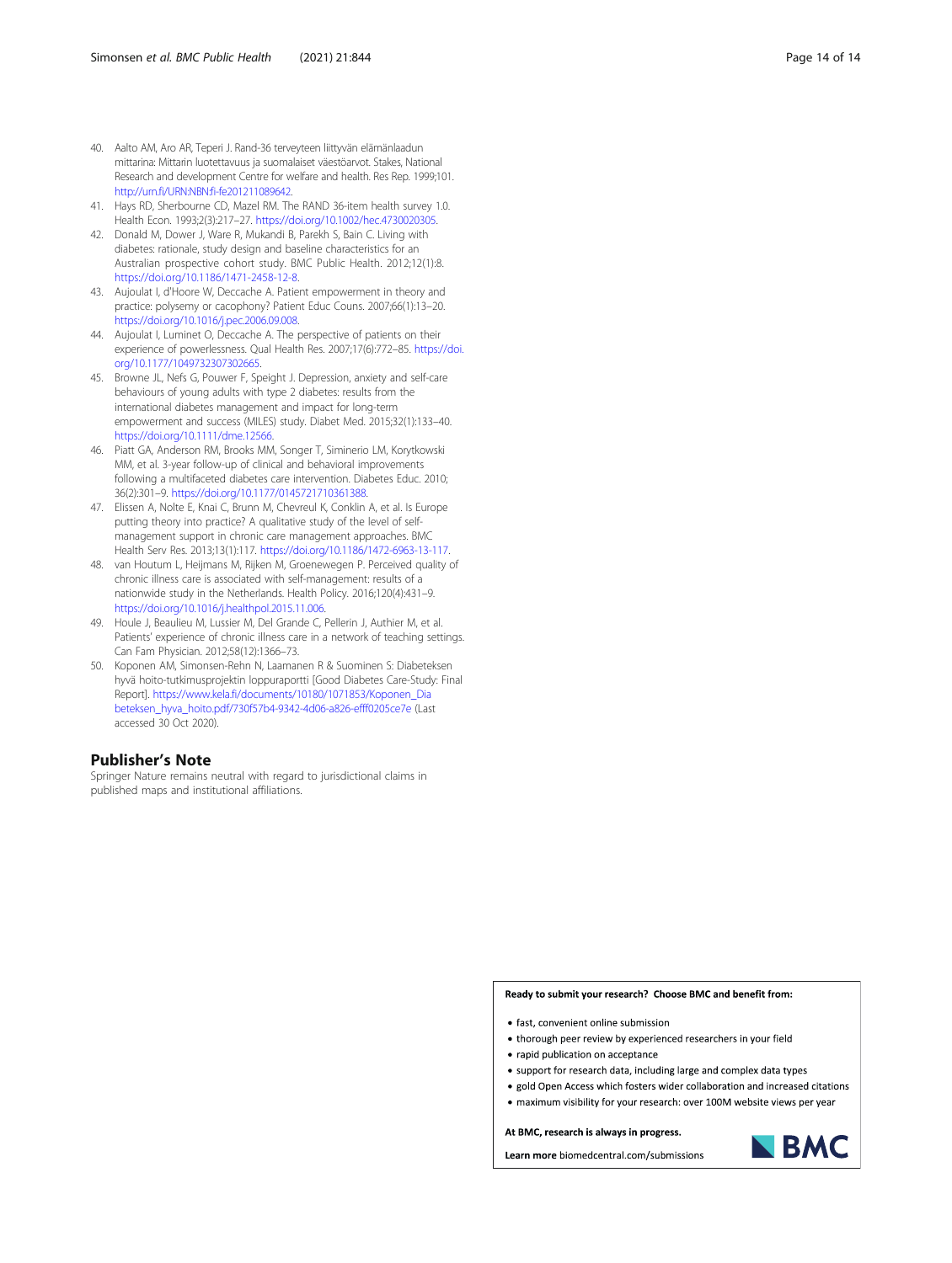40. Aalto AM, Aro AR, Teperi J. Rand-36 terveyteen liittyvän elämänlaadun mittarina: Mittarin luotettavuus ja suomalaiset väestöarvot. Stakes, National Research and development Centre for welfare and health. Res Rep. 1999;101. http://urn.fi/URN:NBN:fi-fe201211089642.
41. Hays RD, Sherbourne CD, Mazel RM. The RAND 36-item health survey 1.0. Health Econ. 1993;2(3):217–27. https://doi.org/10.1002/hec.4730020305.
42. Donald M, Dower J, Ware R, Mukandi B, Parekh S, Bain C. Living with diabetes: rationale, study design and baseline characteristics for an Australian prospective cohort study. BMC Public Health. 2012;12(1):8. https://doi.org/10.1186/1471-2458-12-8.
43. Aujoulat I, d'Hoore W, Deccache A. Patient empowerment in theory and practice: polysemy or cacophony? Patient Educ Couns. 2007;66(1):13–20. https://doi.org/10.1016/j.pec.2006.09.008.
44. Aujoulat I, Luminet O, Deccache A. The perspective of patients on their experience of powerlessness. Qual Health Res. 2007;17(6):772–85. https://doi.org/10.1177/1049732307302665.
45. Browne JL, Nefs G, Pouwer F, Speight J. Depression, anxiety and self-care behaviours of young adults with type 2 diabetes: results from the international diabetes management and impact for long-term empowerment and success (MILES) study. Diabet Med. 2015;32(1):133–40. https://doi.org/10.1111/dme.12566.
46. Piatt GA, Anderson RM, Brooks MM, Songer T, Siminerio LM, Korytkowski MM, et al. 3-year follow-up of clinical and behavioral improvements following a multifaceted diabetes care intervention. Diabetes Educ. 2010; 36(2):301–9. https://doi.org/10.1177/0145721710361388.
47. Elissen A, Nolte E, Knai C, Brunn M, Chevreul K, Conklin A, et al. Is Europe putting theory into practice? A qualitative study of the level of self-management support in chronic care management approaches. BMC Health Serv Res. 2013;13(1):117. https://doi.org/10.1186/1472-6963-13-117.
48. van Houtum L, Heijmans M, Rijken M, Groenewegen P. Perceived quality of chronic illness care is associated with self-management: results of a nationwide study in the Netherlands. Health Policy. 2016;120(4):431–9. https://doi.org/10.1016/j.healthpol.2015.11.006.
49. Houle J, Beaulieu M, Lussier M, Del Grande C, Pellerin J, Authier M, et al. Patients' experience of chronic illness care in a network of teaching settings. Can Fam Physician. 2012;58(12):1366–73.
50. Koponen AM, Simonsen-Rehn N, Laamanen R & Suominen S: Diabeteksen hyvä hoito-tutkimusprojektin loppuraportti [Good Diabetes Care-Study: Final Report]. https://www.kela.fi/documents/10180/1071853/Koponen_Diabeteksen_hyva_hoito.pdf/730f57b4-9342-4d06-a826-efff0205ce7e (Last accessed 30 Oct 2020).

## Publisher's Note

Springer Nature remains neutral with regard to jurisdictional claims in published maps and institutional affiliations.

**Ready to submit your research? Choose BMC and benefit from:**

- fast, convenient online submission
- thorough peer review by experienced researchers in your field
- rapid publication on acceptance
- support for research data, including large and complex data types
- gold Open Access which fosters wider collaboration and increased citations
- maximum visibility for your research: over 100M website views per year

**At BMC, research is always in progress.**

**Learn more** biomedcentral.com/submissions

BMC